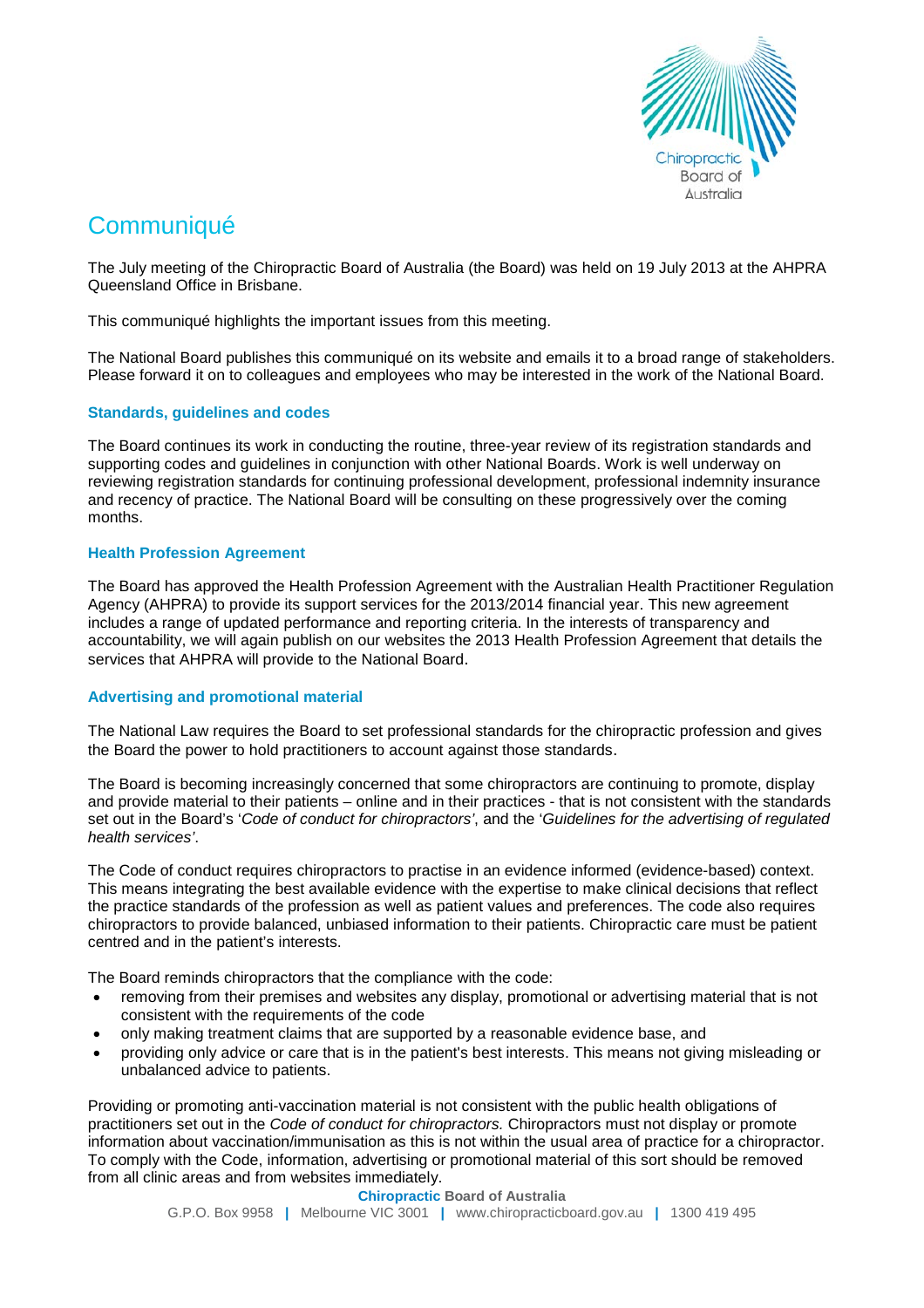# Communiqué

The July meeting of the Chiropractic Board of Australia (the Board) was held on 19 July 2013 at the AHPRA Queensland Office in Brisbane.

This communiqué highlights the important issues from this meeting.

The National Board publishes this communiqué on its website and emails it to a broad range of stakeholders. Please forward it on to colleagues and employees who may be interested in the work of the National Board.

### Standards, guidelines and codes

The Board continues its work in conducting the routine, three-year review of its registration standards and supporting codes and guidelines in conjunction with other National Boards. Work is well underway on reviewing registration standards for continuing professional development, professional indemnity insurance and recency of practice. The National Board will be consulting on these progressively over the coming months.

### Health Profession Agreement

The Board has approved the Health Profession Agreement with the Australian Health Practitioner Regulation Agency (AHPRA) to provide its support services for the 2013/2014 financial year. This new agreement includes a range of updated performance and reporting criteria. In the interests of transparency and accountability, we will again publish on our websites the 2013 Health Profession Agreement that details the services that AHPRA will provide to the National Board.

### Advertising and promotional material

The National Law requires the Board to set professional standards for the chiropractic profession and gives the Board the power to hold practitioners to account against those standards.

The Board is becoming increasingly concerned that some chiropractors are continuing to promote, display and provide material to their patients – online and in their practices - that is not consistent with the standards set out in the Board's '*Code of conduct for chiropractors'*, and the '*Guidelines for the advertising of regulated health services'*.

The Code of conduct requires chiropractors to practise in an evidence informed (evidence-based) context. This means integrating the best available evidence with the expertise to make clinical decisions that reflect the practice standards of the profession as well as patient values and preferences. The code also requires chiropractors to provide balanced, unbiased information to their patients. Chiropractic care must be patient centred and in the patient's interests.

The Board reminds chiropractors that the compliance with the code:

- removing from their premises and websites any display, promotional or advertising material that is not consistent with the requirements of the code
- only making treatment claims that are supported by a reasonable evidence base, and
- providing only advice or care that is in the patient's best interests. This means not giving misleading or unbalanced advice to patients.

Providing or promoting anti-vaccination material is not consistent with the public health obligations of practitioners set out in the *Code of conduct for chiropractors.* Chiropractors must not display or promote information about vaccination/immunisation as this is not within the usual area of practice for a chiropractor. To comply with the Code, information, advertising or promotional material of this sort should be removed from all clinic areas and from websites immediately.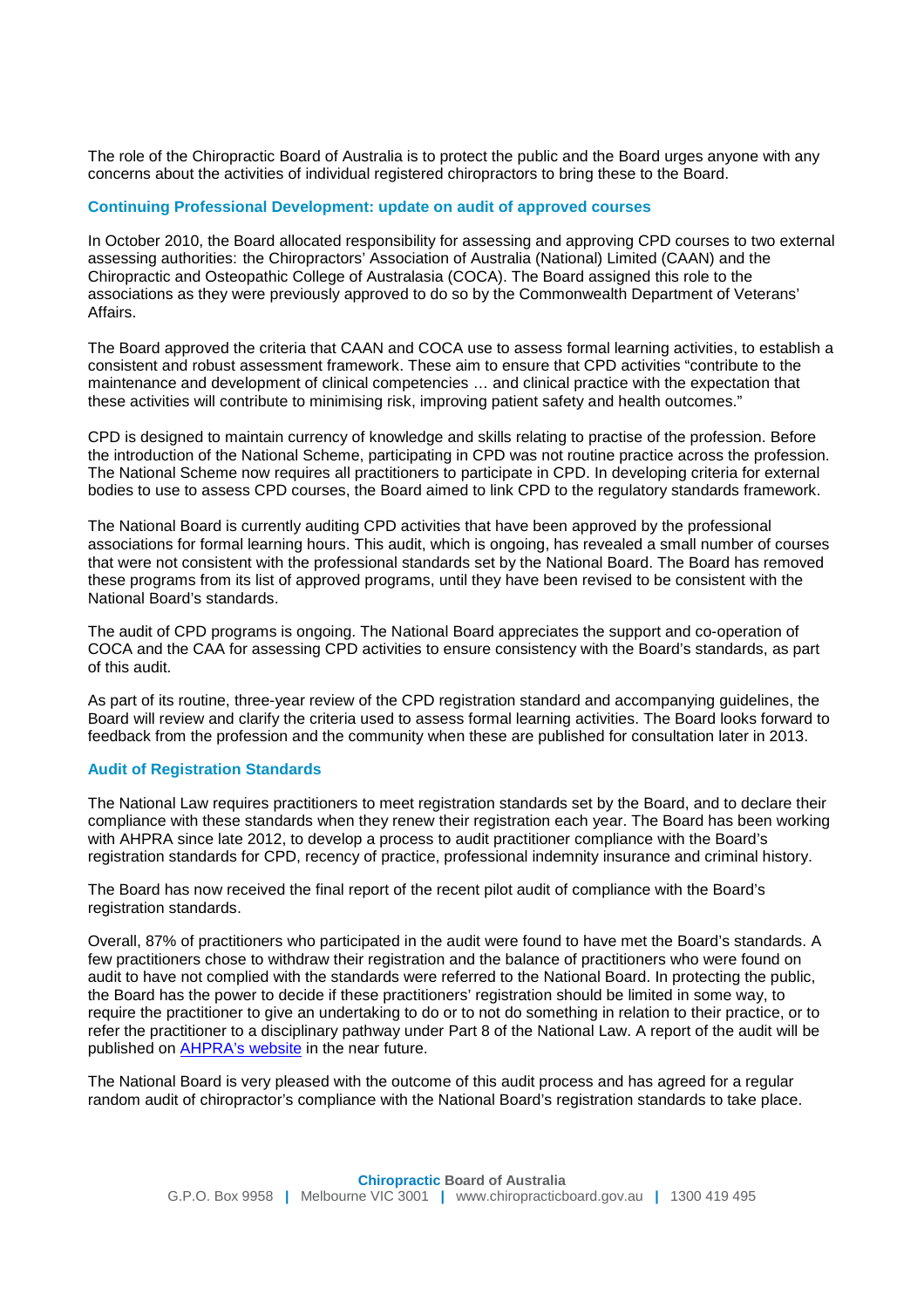The role of the Chiropractic Board of Australia is to protect the public and the Board urges anyone with any concerns about the activities of individual registered chiropractors to bring these to the Board.

### Continuing Professional Development: update on audit of approved courses

In October 2010, the Board allocated responsibility for assessing and approving CPD courses to two external assessing authorities: the Chiropractors' Association of Australia (National) Limited (CAAN) and the Chiropractic and Osteopathic College of Australasia (COCA). The Board assigned this role to the associations as they were previously approved to do so by the Commonwealth Department of Veterans' Affairs.

The Board approved the criteria that CAAN and COCA use to assess formal learning activities, to establish a consistent and robust assessment framework. These aim to ensure that CPD activities "contribute to the maintenance and development of clinical competencies … and clinical practice with the expectation that these activities will contribute to minimising risk, improving patient safety and health outcomes."

CPD is designed to maintain currency of knowledge and skills relating to practise of the profession. Before the introduction of the National Scheme, participating in CPD was not routine practice across the profession. The National Scheme now requires all practitioners to participate in CPD. In developing criteria for external bodies to use to assess CPD courses, the Board aimed to link CPD to the regulatory standards framework.

The National Board is currently auditing CPD activities that have been approved by the professional associations for formal learning hours. This audit, which is ongoing, has revealed a small number of courses that were not consistent with the professional standards set by the National Board. The Board has removed these programs from its list of approved programs, until they have been revised to be consistent with the National Board's standards.

The audit of CPD programs is ongoing. The National Board appreciates the support and co-operation of COCA and the CAA for assessing CPD activities to ensure consistency with the Board's standards, as part of this audit.

As part of its routine, three-year review of the CPD registration standard and accompanying guidelines, the Board will review and clarify the criteria used to assess formal learning activities. The Board looks forward to feedback from the profession and the community when these are published for consultation later in 2013.

### Audit of Registration Standards

The National Law requires practitioners to meet registration standards set by the Board, and to declare their compliance with these standards when they renew their registration each year. The Board has been working with AHPRA since late 2012, to develop a process to audit practitioner compliance with the Board's registration standards for CPD, recency of practice, professional indemnity insurance and criminal history.

The Board has now received the final report of the recent pilot audit of compliance with the Board's registration standards.

Overall, 87% of practitioners who participated in the audit were found to have met the Board's standards. A few practitioners chose to withdraw their registration and the balance of practitioners who were found on audit to have not complied with the standards were referred to the National Board. In protecting the public, the Board has the power to decide if these practitioners' registration should be limited in some way, to require the practitioner to give an undertaking to do or to not do something in relation to their practice, or to refer the practitioner to a disciplinary pathway under Part 8 of the National Law. A report of the audit will be published on [AHPRA's website](#) in the near future.

The National Board is very pleased with the outcome of this audit process and has agreed for a regular random audit of chiropractor's compliance with the National Board's registration standards to take place.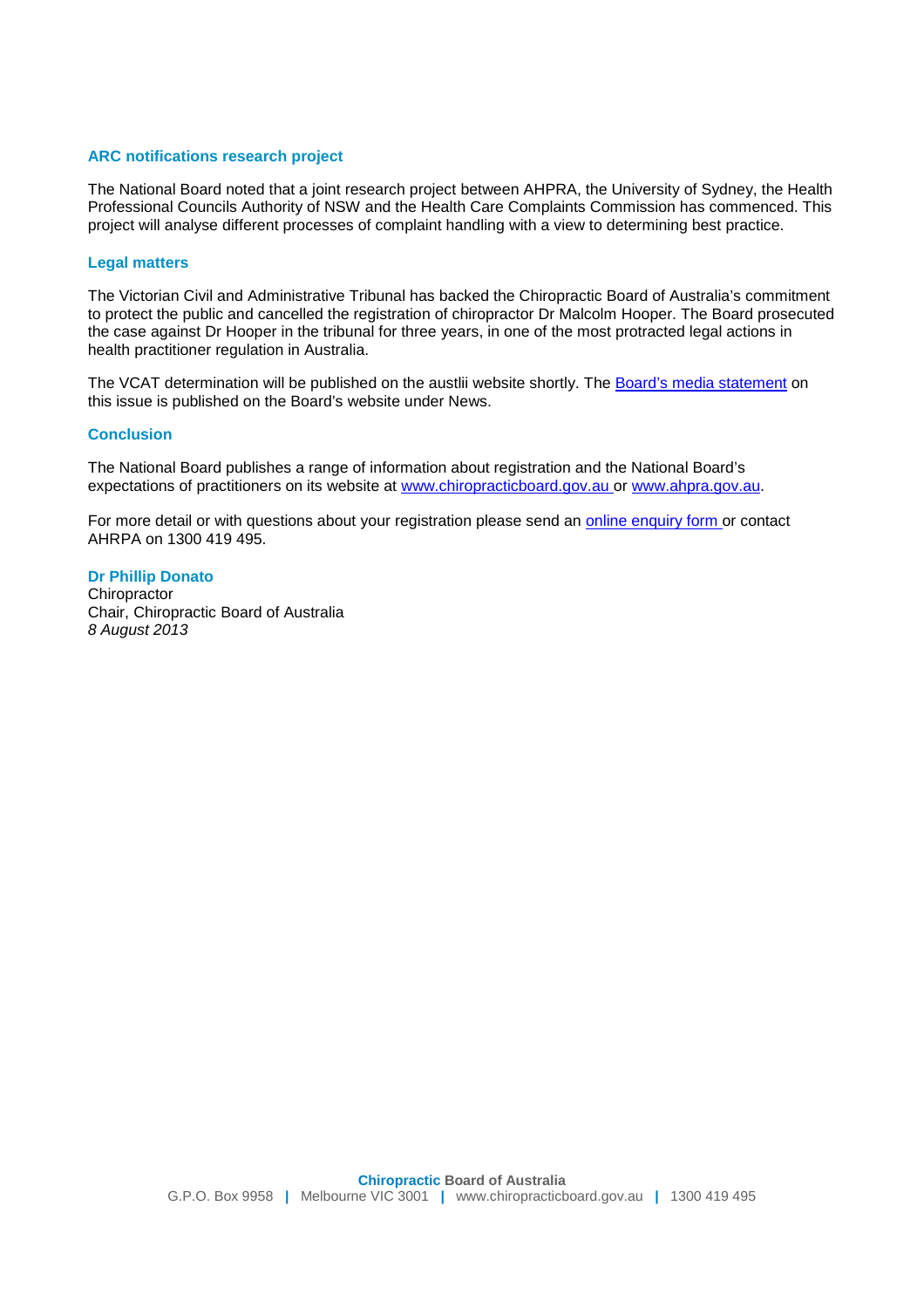## ARC notifications research project

The National Board noted that a joint research project between AHPRA, the University of Sydney, the Health Professional Councils Authority of NSW and the Health Care Complaints Commission has commenced. This project will analyse different processes of complaint handling with a view to determining best practice.

## Legal matters

The Victorian Civil and Administrative Tribunal has backed the Chiropractic Board of Australia's commitment to protect the public and cancelled the registration of chiropractor Dr Malcolm Hooper. The Board prosecuted the case against Dr Hooper in the tribunal for three years, in one of the most protracted legal actions in health practitioner regulation in Australia.

The VCAT determination will be published on the austlii website shortly. The Board's media statement on this issue is published on the Board's website under News.

## Conclusion

The National Board publishes a range of information about registration and the National Board's expectations of practitioners on its website at www.chiropracticboard.gov.au or www.ahpra.gov.au.

For more detail or with questions about your registration please send an online enquiry form or contact AHRPA on 1300 419 495.

**Dr Phillip Donato**
Chiropractor
Chair, Chiropractic Board of Australia
*8 August 2013*